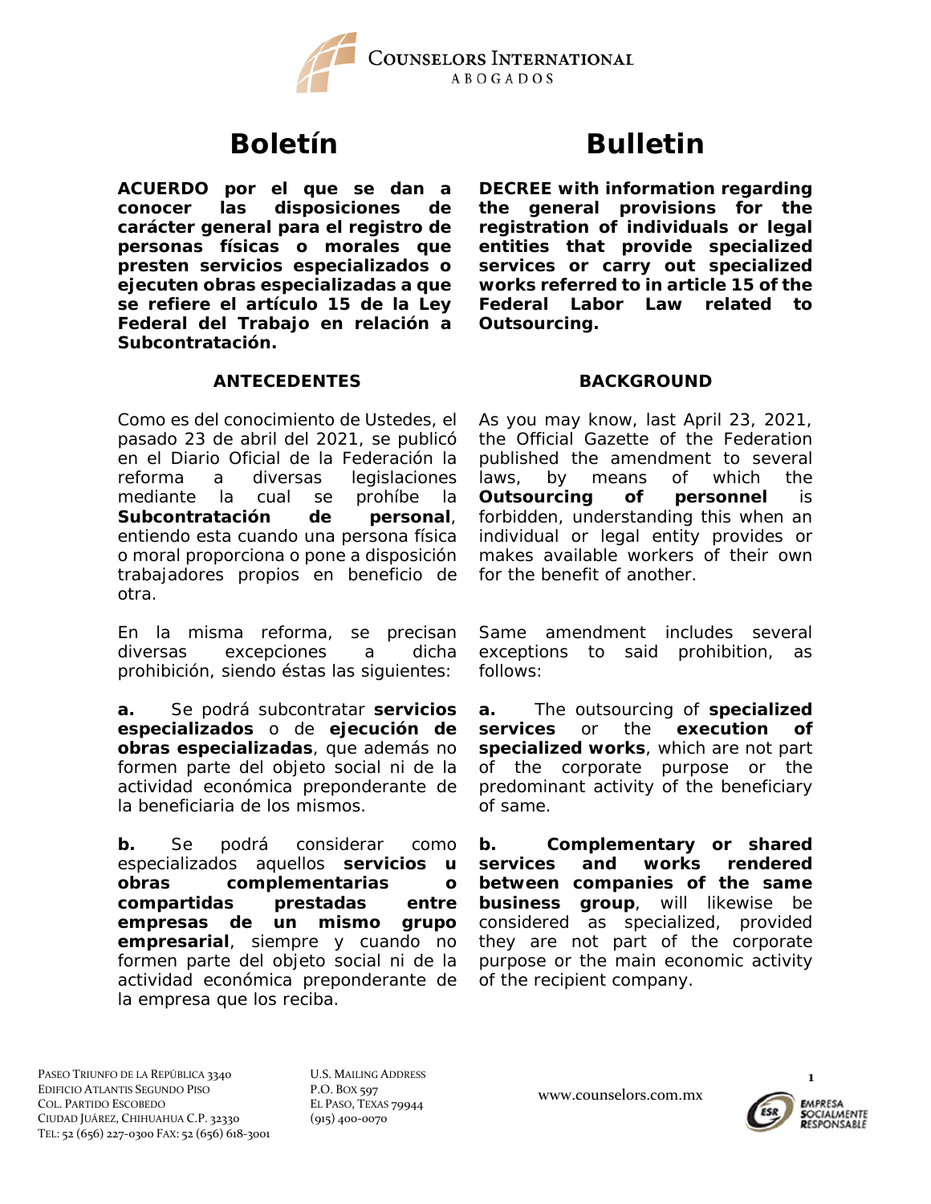# Boletín

**ACUERDO por el que se dan a conocer las disposiciones de carácter general para el registro de personas físicas o morales que presten servicios especializados o ejecuten obras especializadas a que se refiere el artículo 15 de la Ley Federal del Trabajo en relación a Subcontratación.**

## ANTECEDENTES

Como es del conocimiento de Ustedes, el pasado 23 de abril del 2021, se publicó en el Diario Oficial de la Federación la reforma a diversas legislaciones mediante la cual se prohíbe la **Subcontratación de personal**, entiendo esta cuando una persona física o moral proporciona o pone a disposición trabajadores propios en beneficio de otra.

En la misma reforma, se precisan diversas excepciones a dicha prohibición, siendo éstas las siguientes:

**a.** Se podrá subcontratar **servicios especializados** o de **ejecución de obras especializadas**, que además no formen parte del objeto social ni de la actividad económica preponderante de la beneficiaria de los mismos.

**b.** Se podrá considerar como especializados aquellos **servicios u obras complementarias o compartidas prestadas entre empresas de un mismo grupo empresarial**, siempre y cuando no formen parte del objeto social ni de la actividad económica preponderante de la empresa que los reciba.

# Bulletin

**DECREE with information regarding the general provisions for the registration of individuals or legal entities that provide specialized services or carry out specialized works referred to in article 15 of the Federal Labor Law related to Outsourcing.**

## BACKGROUND

As you may know, last April 23, 2021, the Official Gazette of the Federation published the amendment to several laws, by means of which the **Outsourcing of personnel** is forbidden, understanding this when an individual or legal entity provides or makes available workers of their own for the benefit of another.

Same amendment includes several exceptions to said prohibition, as follows:

**a.** The outsourcing of **specialized services** or the **execution of specialized works**, which are not part of the corporate purpose or the predominant activity of the beneficiary of same.

**b. Complementary or shared services and works rendered between companies of the same business group**, will likewise be considered as specialized, provided they are not part of the corporate purpose or the main economic activity of the recipient company.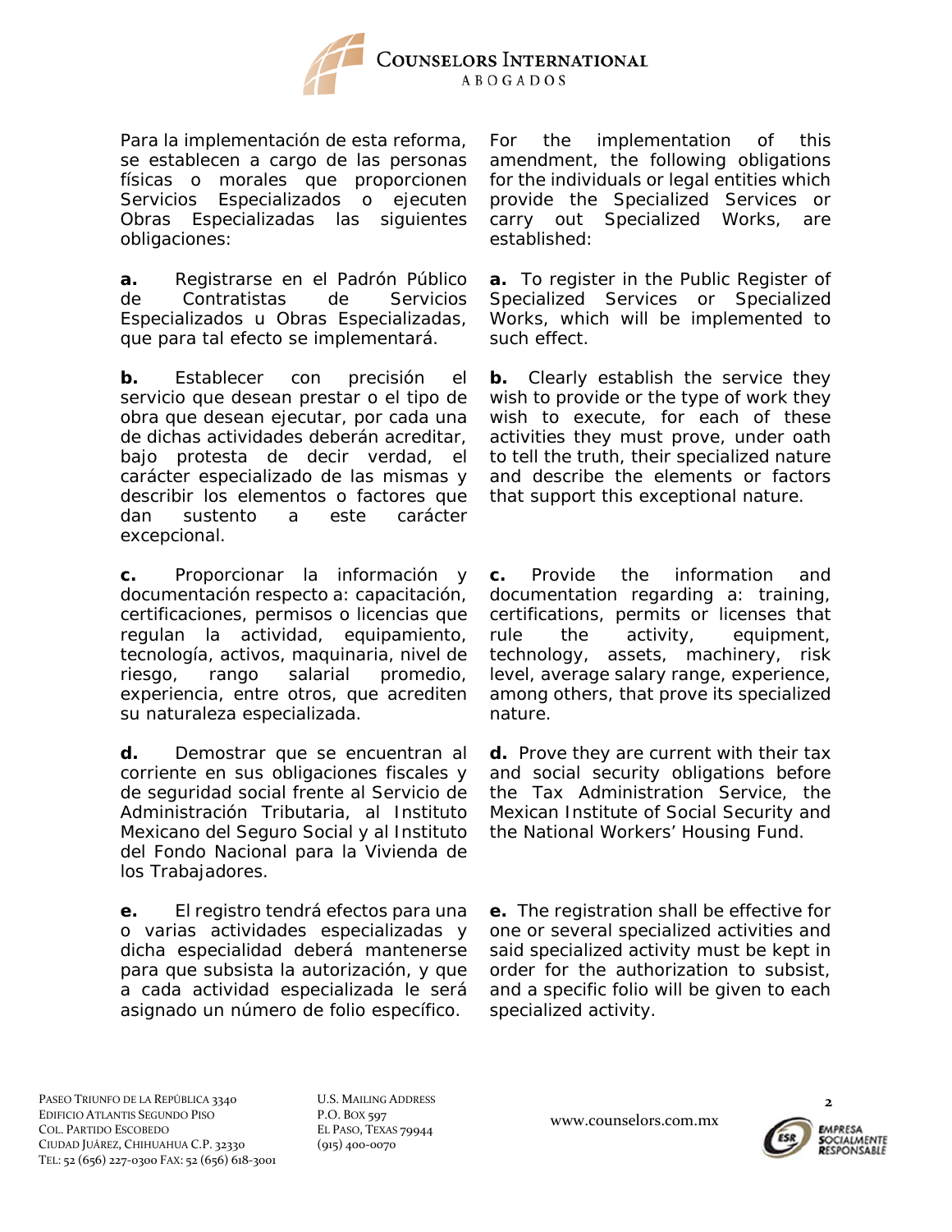Para la implementación de esta reforma, se establecen a cargo de las personas físicas o morales que proporcionen Servicios Especializados o ejecuten Obras Especializadas las siguientes obligaciones:

**a.** Registrarse en el Padrón Público de Contratistas de Servicios Especializados u Obras Especializadas, que para tal efecto se implementará.

**b.** Establecer con precisión el servicio que desean prestar o el tipo de obra que desean ejecutar, por cada una de dichas actividades deberán acreditar, bajo protesta de decir verdad, el carácter especializado de las mismas y describir los elementos o factores que dan sustento a este carácter excepcional.

**c.** Proporcionar la información y documentación respecto a: capacitación, certificaciones, permisos o licencias que regulan la actividad, equipamiento, tecnología, activos, maquinaria, nivel de riesgo, rango salarial promedio, experiencia, entre otros, que acrediten su naturaleza especializada.

**d.** Demostrar que se encuentran al corriente en sus obligaciones fiscales y de seguridad social frente al Servicio de Administración Tributaria, al Instituto Mexicano del Seguro Social y al Instituto del Fondo Nacional para la Vivienda de los Trabajadores.

**e.** El registro tendrá efectos para una o varias actividades especializadas y dicha especialidad deberá mantenerse para que subsista la autorización, y que a cada actividad especializada le será asignado un número de folio específico.

For the implementation of this amendment, the following obligations for the individuals or legal entities which provide the Specialized Services or carry out Specialized Works, are established:

**a.** To register in the Public Register of Specialized Services or Specialized Works, which will be implemented to such effect.

**b.** Clearly establish the service they wish to provide or the type of work they wish to execute, for each of these activities they must prove, under oath to tell the truth, their specialized nature and describe the elements or factors that support this exceptional nature.

**c.** Provide the information and documentation regarding a: training, certifications, permits or licenses that rule the activity, equipment, technology, assets, machinery, risk level, average salary range, experience, among others, that prove its specialized nature.

**d.** Prove they are current with their tax and social security obligations before the Tax Administration Service, the Mexican Institute of Social Security and the National Workers' Housing Fund.

**e.** The registration shall be effective for one or several specialized activities and said specialized activity must be kept in order for the authorization to subsist, and a specific folio will be given to each specialized activity.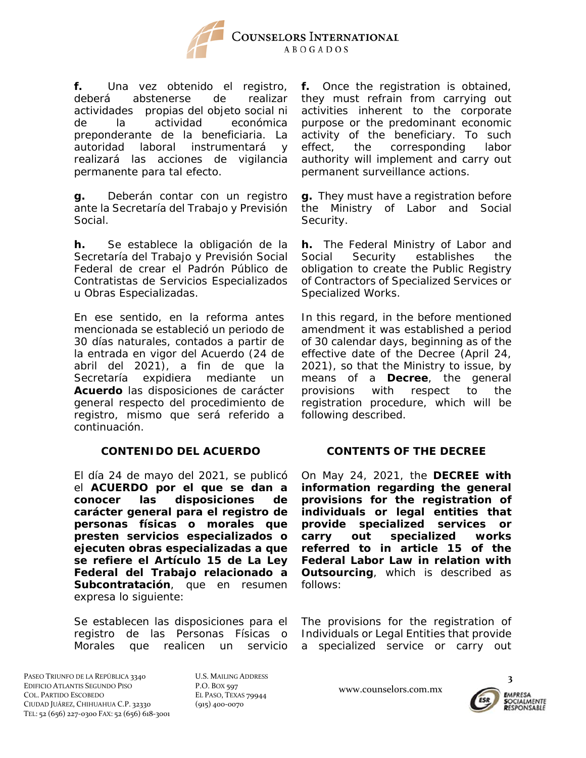**f.** Una vez obtenido el registro, deberá abstenerse de realizar actividades propias del objeto social ni de la actividad económica preponderante de la beneficiaria. La autoridad laboral instrumentará y realizará las acciones de vigilancia permanente para tal efecto.

**g.** Deberán contar con un registro ante la Secretaría del Trabajo y Previsión Social.

**h.** Se establece la obligación de la Secretaría del Trabajo y Previsión Social Federal de crear el Padrón Público de Contratistas de Servicios Especializados u Obras Especializadas.

En ese sentido, en la reforma antes mencionada se estableció un periodo de 30 días naturales, contados a partir de la entrada en vigor del Acuerdo (24 de abril del 2021), a fin de que la Secretaría expidiera mediante un **Acuerdo** las disposiciones de carácter general respecto del procedimiento de registro, mismo que será referido a continuación.

**CONTENIDO DEL ACUERDO**

El día 24 de mayo del 2021, se publicó el **ACUERDO por el que se dan a conocer las disposiciones de carácter general para el registro de personas físicas o morales que presten servicios especializados o ejecuten obras especializadas a que se refiere el Artículo 15 de La Ley Federal del Trabajo relacionado a Subcontratación**, que en resumen expresa lo siguiente:

Se establecen las disposiciones para el registro de las Personas Físicas o Morales que realicen un servicio

**f.** Once the registration is obtained, they must refrain from carrying out activities inherent to the corporate purpose or the predominant economic activity of the beneficiary. To such effect, the corresponding labor authority will implement and carry out permanent surveillance actions.

**g.** They must have a registration before the Ministry of Labor and Social Security.

**h.** The Federal Ministry of Labor and Social Security establishes the obligation to create the Public Registry of Contractors of Specialized Services or Specialized Works.

In this regard, in the before mentioned amendment it was established a period of 30 calendar days, beginning as of the effective date of the Decree (April 24, 2021), so that the Ministry to issue, by means of a **Decree**, the general provisions with respect to the registration procedure, which will be following described.

**CONTENTS OF THE DECREE**

On May 24, 2021, the **DECREE with information regarding the general provisions for the registration of individuals or legal entities that provide specialized services or carry out specialized works referred to in article 15 of the Federal Labor Law in relation with Outsourcing**, which is described as follows:

The provisions for the registration of Individuals or Legal Entities that provide a specialized service or carry out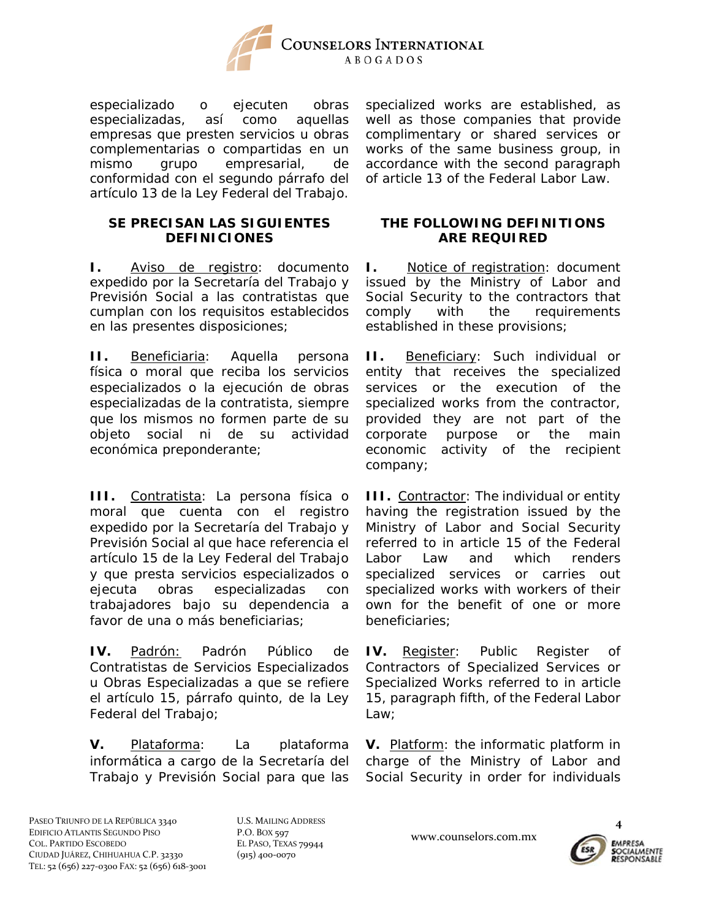especializado o ejecuten obras especializadas, así como aquellas empresas que presten servicios u obras complementarias o compartidas en un mismo grupo empresarial, de conformidad con el segundo párrafo del artículo 13 de la Ley Federal del Trabajo.

specialized works are established, as well as those companies that provide complimentary or shared services or works of the same business group, in accordance with the second paragraph of article 13 of the Federal Labor Law.

### SE PRECISAN LAS SIGUIENTES DEFINICIONES

**I.** Aviso de registro: documento expedido por la Secretaría del Trabajo y Previsión Social a las contratistas que cumplan con los requisitos establecidos en las presentes disposiciones;

**II.** Beneficiaria: Aquella persona física o moral que reciba los servicios especializados o la ejecución de obras especializadas de la contratista, siempre que los mismos no formen parte de su objeto social ni de su actividad económica preponderante;

**III.** Contratista: La persona física o moral que cuenta con el registro expedido por la Secretaría del Trabajo y Previsión Social al que hace referencia el artículo 15 de la Ley Federal del Trabajo y que presta servicios especializados o ejecuta obras especializadas con trabajadores bajo su dependencia a favor de una o más beneficiarias;

**IV.** Padrón: Padrón Público de Contratistas de Servicios Especializados u Obras Especializadas a que se refiere el artículo 15, párrafo quinto, de la Ley Federal del Trabajo;

**V.** Plataforma: La plataforma informática a cargo de la Secretaría del Trabajo y Previsión Social para que las

### THE FOLLOWING DEFINITIONS ARE REQUIRED

**I.** Notice of registration: document issued by the Ministry of Labor and Social Security to the contractors that comply with the requirements established in these provisions;

**II.** Beneficiary: Such individual or entity that receives the specialized services or the execution of the specialized works from the contractor, provided they are not part of the corporate purpose or the main economic activity of the recipient company;

**III.** Contractor: The individual or entity having the registration issued by the Ministry of Labor and Social Security referred to in article 15 of the Federal Labor Law and which renders specialized services or carries out specialized works with workers of their own for the benefit of one or more beneficiaries;

**IV.** Register: Public Register of Contractors of Specialized Services or Specialized Works referred to in article 15, paragraph fifth, of the Federal Labor Law;

**V.** Platform: the informatic platform in charge of the Ministry of Labor and Social Security in order for individuals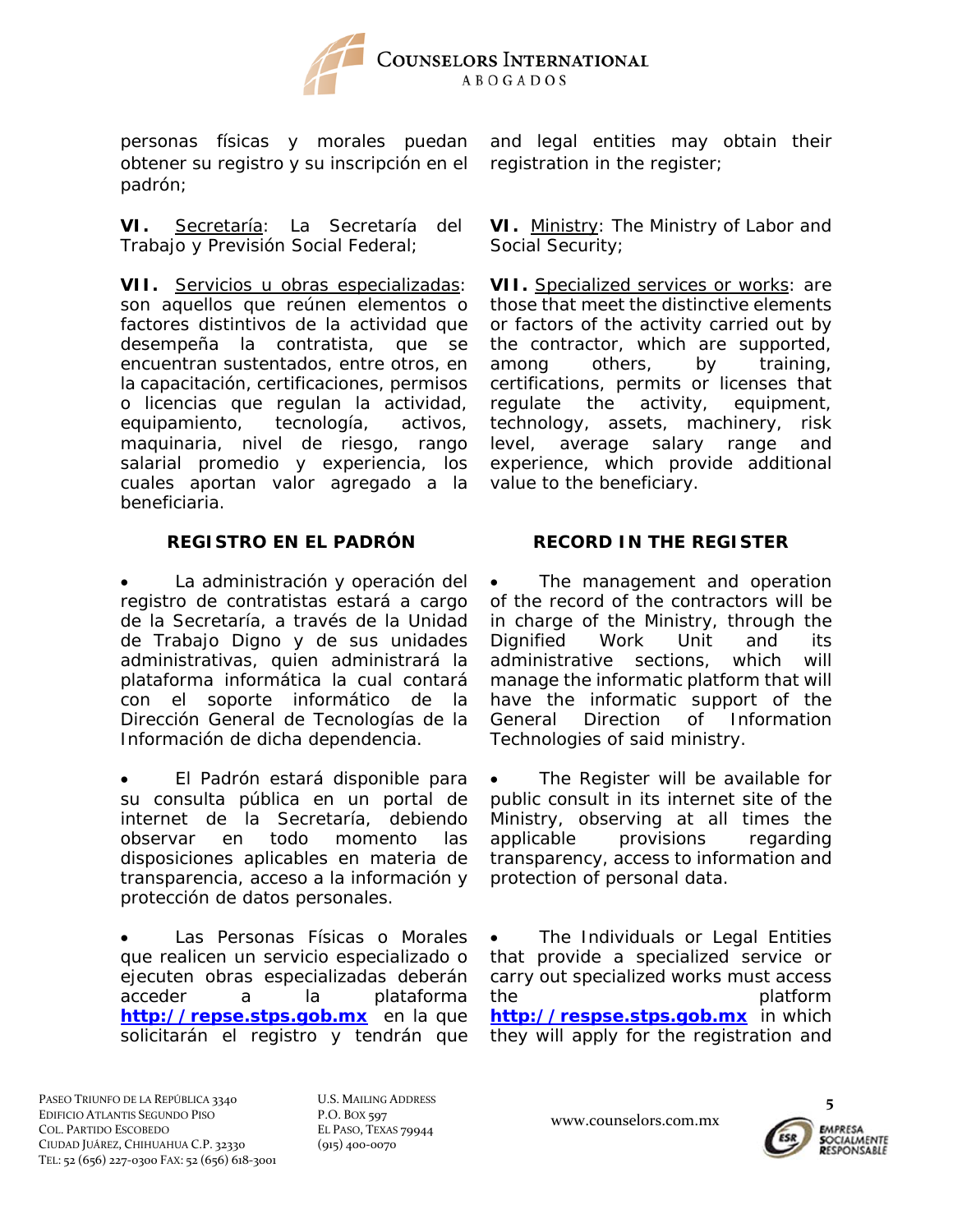personas físicas y morales puedan obtener su registro y su inscripción en el padrón;

**VI.** Secretaría: La Secretaría del Trabajo y Previsión Social Federal;

**VII.** Servicios u obras especializadas: son aquellos que reúnen elementos o factores distintivos de la actividad que desempeña la contratista, que se encuentran sustentados, entre otros, en la capacitación, certificaciones, permisos o licencias que regulan la actividad, equipamiento, tecnología, activos, maquinaria, nivel de riesgo, rango salarial promedio y experiencia, los cuales aportan valor agregado a la beneficiaria.

### REGISTRO EN EL PADRÓN

- La administración y operación del registro de contratistas estará a cargo de la Secretaría, a través de la Unidad de Trabajo Digno y de sus unidades administrativas, quien administrará la plataforma informática la cual contará con el soporte informático de la Dirección General de Tecnologías de la Información de dicha dependencia.

- El Padrón estará disponible para su consulta pública en un portal de internet de la Secretaría, debiendo observar en todo momento las disposiciones aplicables en materia de transparencia, acceso a la información y protección de datos personales.

- Las Personas Físicas o Morales que realicen un servicio especializado o ejecuten obras especializadas deberán acceder a la plataforma **http://repse.stps.gob.mx** en la que solicitarán el registro y tendrán que

and legal entities may obtain their registration in the register;

**VI.** Ministry: The Ministry of Labor and Social Security;

**VII.** Specialized services or works: are those that meet the distinctive elements or factors of the activity carried out by the contractor, which are supported, among others, by training, certifications, permits or licenses that regulate the activity, equipment, technology, assets, machinery, risk level, average salary range and experience, which provide additional value to the beneficiary.

### RECORD IN THE REGISTER

- The management and operation of the record of the contractors will be in charge of the Ministry, through the Dignified Work Unit and its administrative sections, which will manage the informatic platform that will have the informatic support of the General Direction of Information Technologies of said ministry.

- The Register will be available for public consult in its internet site of the Ministry, observing at all times the applicable provisions regarding transparency, access to information and protection of personal data.

- The Individuals or Legal Entities that provide a specialized service or carry out specialized works must access the platform **http://respse.stps.gob.mx** in which they will apply for the registration and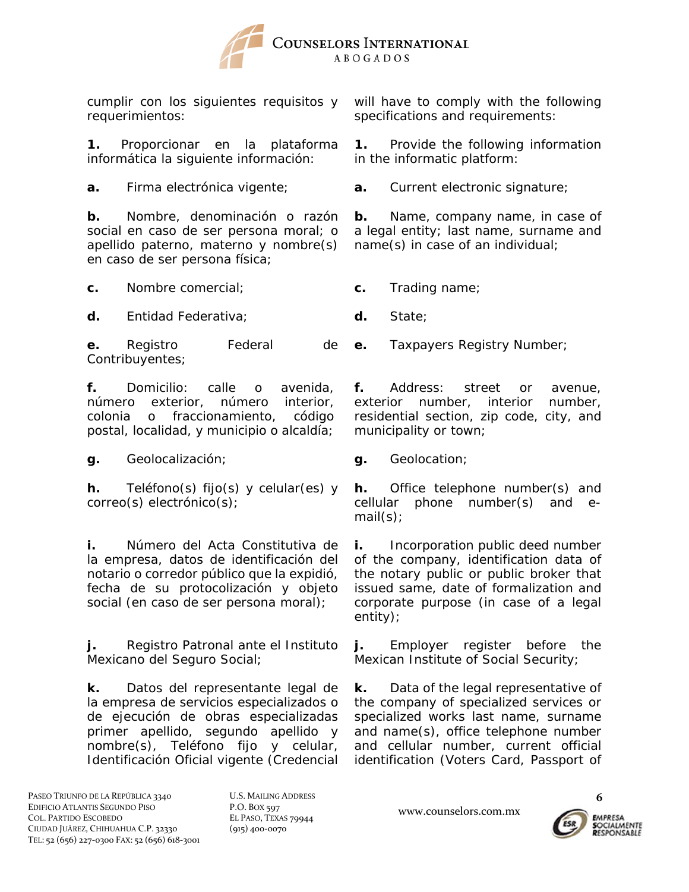cumplir con los siguientes requisitos y requerimientos:

**1.** Proporcionar en la plataforma informática la siguiente información:

**a.** Firma electrónica vigente;

**b.** Nombre, denominación o razón social en caso de ser persona moral; o apellido paterno, materno y nombre(s) en caso de ser persona física;

**c.** Nombre comercial;

**d.** Entidad Federativa;

**e.** Registro Federal de Contribuyentes;

**f.** Domicilio: calle o avenida, número exterior, número interior, colonia o fraccionamiento, código postal, localidad, y municipio o alcaldía;

**g.** Geolocalización;

**h.** Teléfono(s) fijo(s) y celular(es) y correo(s) electrónico(s);

**i.** Número del Acta Constitutiva de la empresa, datos de identificación del notario o corredor público que la expidió, fecha de su protocolización y objeto social (en caso de ser persona moral);

**j.** Registro Patronal ante el Instituto Mexicano del Seguro Social;

**k.** Datos del representante legal de la empresa de servicios especializados o de ejecución de obras especializadas primer apellido, segundo apellido y nombre(s), Teléfono fijo y celular, Identificación Oficial vigente (Credencial

will have to comply with the following specifications and requirements:

**1.** Provide the following information in the informatic platform:

**a.** Current electronic signature;

**b.** Name, company name, in case of a legal entity; last name, surname and name(s) in case of an individual;

**c.** Trading name;

**d.** State;

**e.** Taxpayers Registry Number;

**f.** Address: street or avenue, exterior number, interior number, residential section, zip code, city, and municipality or town;

**g.** Geolocation;

**h.** Office telephone number(s) and cellular phone number(s) and e-mail(s);

**i.** Incorporation public deed number of the company, identification data of the notary public or public broker that issued same, date of formalization and corporate purpose (in case of a legal entity);

**j.** Employer register before the Mexican Institute of Social Security;

**k.** Data of the legal representative of the company of specialized services or specialized works last name, surname and name(s), office telephone number and cellular number, current official identification (Voters Card, Passport of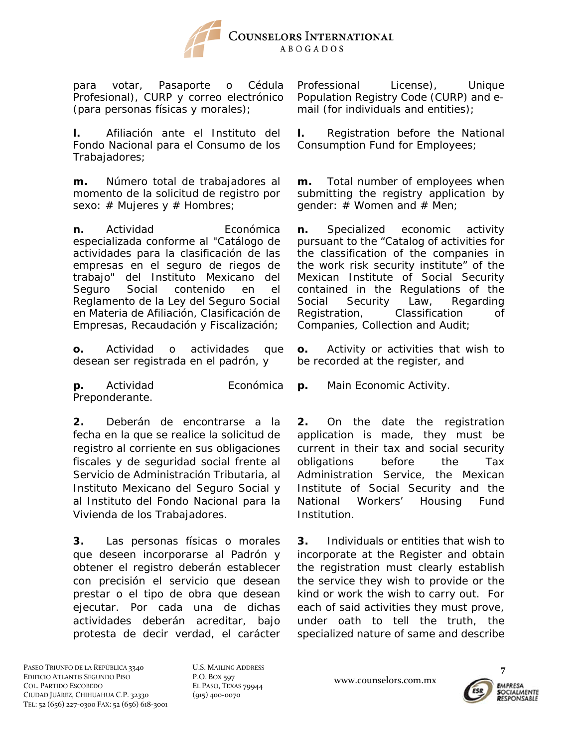para votar, Pasaporte o Cédula Profesional), CURP y correo electrónico (para personas físicas y morales);

Professional License), Unique Population Registry Code (CURP) and e-mail (for individuals and entities);

**l.** Afiliación ante el Instituto del Fondo Nacional para el Consumo de los Trabajadores;

**l.** Registration before the National Consumption Fund for Employees;

**m.** Número total de trabajadores al momento de la solicitud de registro por sexo: # Mujeres y # Hombres;

**m.** Total number of employees when submitting the registry application by gender: # Women and # Men;

**n.** Actividad Económica especializada conforme al "Catálogo de actividades para la clasificación de las empresas en el seguro de riegos de trabajo" del Instituto Mexicano del Seguro Social contenido en el Reglamento de la Ley del Seguro Social en Materia de Afiliación, Clasificación de Empresas, Recaudación y Fiscalización;

**n.** Specialized economic activity pursuant to the "Catalog of activities for the classification of the companies in the work risk security institute" of the Mexican Institute of Social Security contained in the Regulations of the Social Security Law, Regarding Registration, Classification of Companies, Collection and Audit;

**o.** Actividad o actividades que desean ser registrada en el padrón, y

**o.** Activity or activities that wish to be recorded at the register, and

**p.** Actividad Económica Preponderante.

**p.** Main Economic Activity.

**2.** Deberán de encontrarse a la fecha en la que se realice la solicitud de registro al corriente en sus obligaciones fiscales y de seguridad social frente al Servicio de Administración Tributaria, al Instituto Mexicano del Seguro Social y al Instituto del Fondo Nacional para la Vivienda de los Trabajadores.

**2.** On the date the registration application is made, they must be current in their tax and social security obligations before the Tax Administration Service, the Mexican Institute of Social Security and the National Workers' Housing Fund Institution.

**3.** Las personas físicas o morales que deseen incorporarse al Padrón y obtener el registro deberán establecer con precisión el servicio que desean prestar o el tipo de obra que desean ejecutar. Por cada una de dichas actividades deberán acreditar, bajo protesta de decir verdad, el carácter

**3.** Individuals or entities that wish to incorporate at the Register and obtain the registration must clearly establish the service they wish to provide or the kind or work the wish to carry out. For each of said activities they must prove, under oath to tell the truth, the specialized nature of same and describe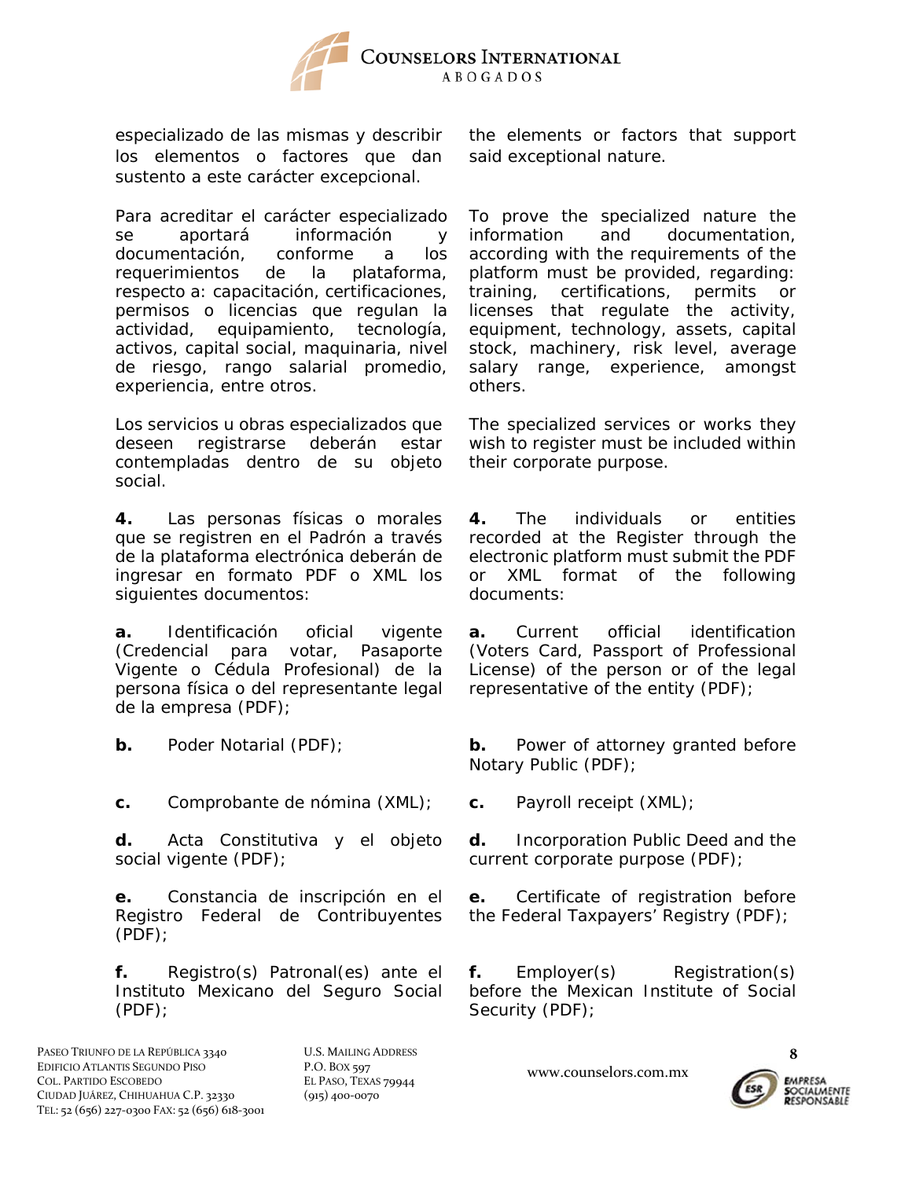especializado de las mismas y describir los elementos o factores que dan sustento a este carácter excepcional.

Para acreditar el carácter especializado se aportará información y documentación, conforme a los requerimientos de la plataforma, respecto a: capacitación, certificaciones, permisos o licencias que regulan la actividad, equipamiento, tecnología, activos, capital social, maquinaria, nivel de riesgo, rango salarial promedio, experiencia, entre otros.

Los servicios u obras especializados que deseen registrarse deberán estar contempladas dentro de su objeto social.

**4.** Las personas físicas o morales que se registren en el Padrón a través de la plataforma electrónica deberán de ingresar en formato PDF o XML los siguientes documentos:

**a.** Identificación oficial vigente (Credencial para votar, Pasaporte Vigente o Cédula Profesional) de la persona física o del representante legal de la empresa (PDF);

**b.** Poder Notarial (PDF);

**c.** Comprobante de nómina (XML);

**d.** Acta Constitutiva y el objeto social vigente (PDF);

**e.** Constancia de inscripción en el Registro Federal de Contribuyentes (PDF);

**f.** Registro(s) Patronal(es) ante el Instituto Mexicano del Seguro Social (PDF);

---

the elements or factors that support said exceptional nature.

To prove the specialized nature the information and documentation, according with the requirements of the platform must be provided, regarding: training, certifications, permits or licenses that regulate the activity, equipment, technology, assets, capital stock, machinery, risk level, average salary range, experience, amongst others.

The specialized services or works they wish to register must be included within their corporate purpose.

**4.** The individuals or entities recorded at the Register through the electronic platform must submit the PDF or XML format of the following documents:

**a.** Current official identification (Voters Card, Passport of Professional License) of the person or of the legal representative of the entity (PDF);

**b.** Power of attorney granted before Notary Public (PDF);

**c.** Payroll receipt (XML);

**d.** Incorporation Public Deed and the current corporate purpose (PDF);

**e.** Certificate of registration before the Federal Taxpayers' Registry (PDF);

**f.** Employer(s) Registration(s) before the Mexican Institute of Social Security (PDF);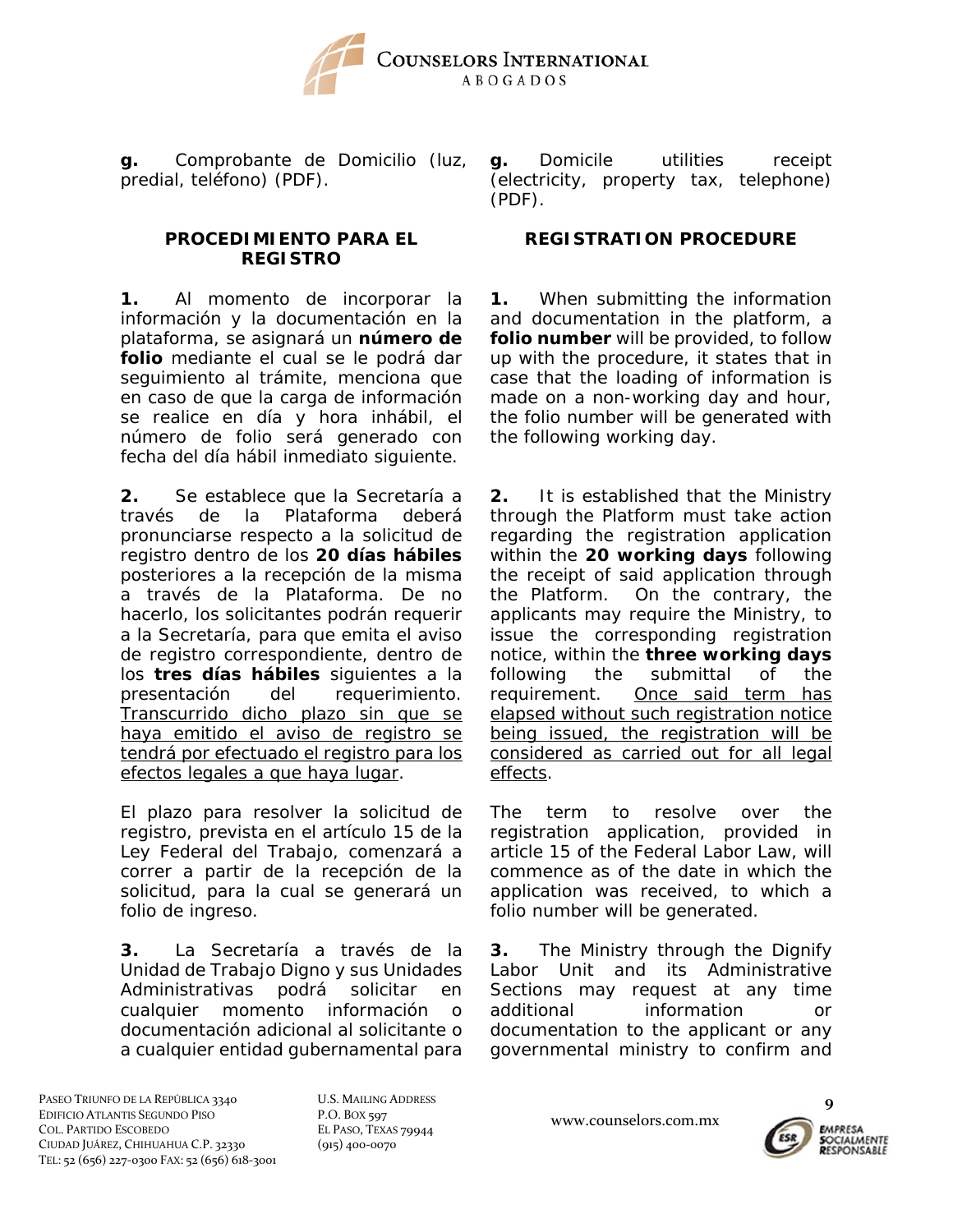**g.** Comprobante de Domicilio (luz, predial, teléfono) (PDF).

**g.** Domicile utilities receipt (electricity, property tax, telephone) (PDF).

**PROCEDIMIENTO PARA EL REGISTRO**

**REGISTRATION PROCEDURE**

**1.** Al momento de incorporar la información y la documentación en la plataforma, se asignará un **número de folio** mediante el cual se le podrá dar seguimiento al trámite, menciona que en caso de que la carga de información se realice en día y hora inhábil, el número de folio será generado con fecha del día hábil inmediato siguiente.

**1.** When submitting the information and documentation in the platform, a **folio number** will be provided, to follow up with the procedure, it states that in case that the loading of information is made on a non-working day and hour, the folio number will be generated with the following working day.

**2.** Se establece que la Secretaría a través de la Plataforma deberá pronunciarse respecto a la solicitud de registro dentro de los **20 días hábiles** posteriores a la recepción de la misma a través de la Plataforma. De no hacerlo, los solicitantes podrán requerir a la Secretaría, para que emita el aviso de registro correspondiente, dentro de los **tres días hábiles** siguientes a la presentación del requerimiento. <u>Transcurrido dicho plazo sin que se haya emitido el aviso de registro se tendrá por efectuado el registro para los efectos legales a que haya lugar</u>.

**2.** It is established that the Ministry through the Platform must take action regarding the registration application within the **20 working days** following the receipt of said application through the Platform. On the contrary, the applicants may require the Ministry, to issue the corresponding registration notice, within the **three working days** following the submittal of the requirement. <u>Once said term has elapsed without such registration notice being issued, the registration will be considered as carried out for all legal effects</u>.

El plazo para resolver la solicitud de registro, prevista en el artículo 15 de la Ley Federal del Trabajo, comenzará a correr a partir de la recepción de la solicitud, para la cual se generará un folio de ingreso.

The term to resolve over the registration application, provided in article 15 of the Federal Labor Law, will commence as of the date in which the application was received, to which a folio number will be generated.

**3.** La Secretaría a través de la Unidad de Trabajo Digno y sus Unidades Administrativas podrá solicitar en cualquier momento información o documentación adicional al solicitante o a cualquier entidad gubernamental para

**3.** The Ministry through the Dignify Labor Unit and its Administrative Sections may request at any time additional information or documentation to the applicant or any governmental ministry to confirm and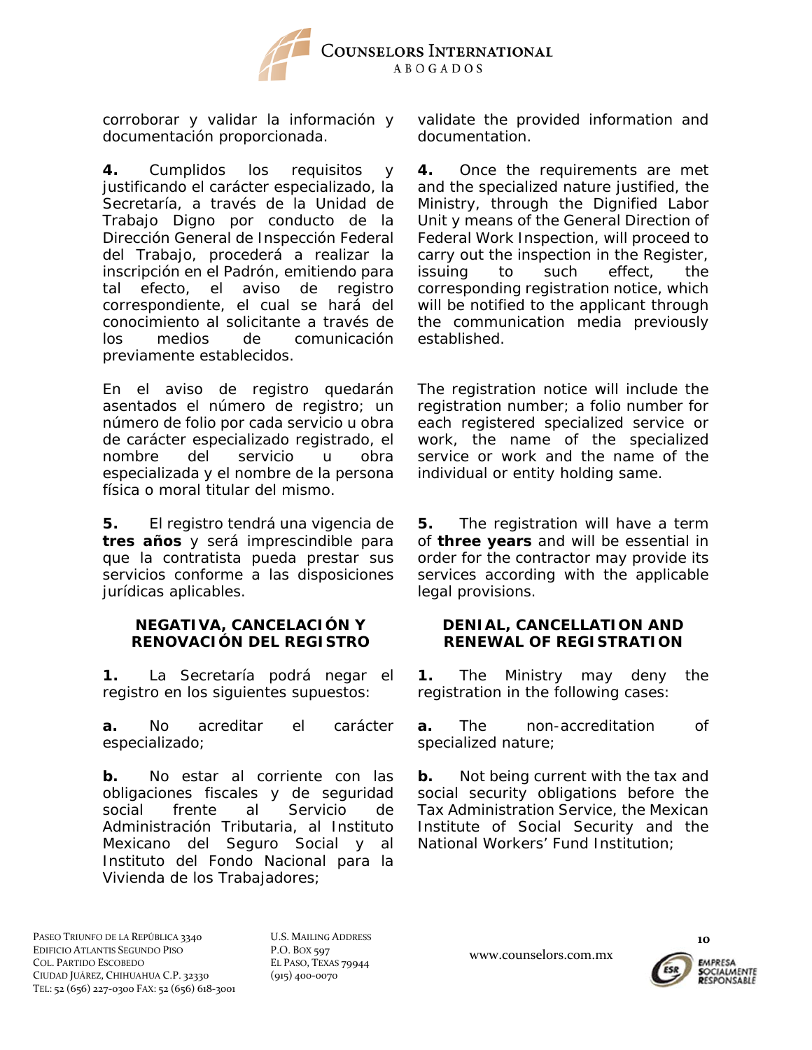corroborar y validar la información y documentación proporcionada.

**4.** Cumplidos los requisitos y justificando el carácter especializado, la Secretaría, a través de la Unidad de Trabajo Digno por conducto de la Dirección General de Inspección Federal del Trabajo, procederá a realizar la inscripción en el Padrón, emitiendo para tal efecto, el aviso de registro correspondiente, el cual se hará del conocimiento al solicitante a través de los medios de comunicación previamente establecidos.

En el aviso de registro quedarán asentados el número de registro; un número de folio por cada servicio u obra de carácter especializado registrado, el nombre del servicio u obra especializada y el nombre de la persona física o moral titular del mismo.

**5.** El registro tendrá una vigencia de **tres años** y será imprescindible para que la contratista pueda prestar sus servicios conforme a las disposiciones jurídicas aplicables.

### NEGATIVA, CANCELACIÓN Y RENOVACIÓN DEL REGISTRO

**1.** La Secretaría podrá negar el registro en los siguientes supuestos:

**a.** No acreditar el carácter especializado;

**b.** No estar al corriente con las obligaciones fiscales y de seguridad social frente al Servicio de Administración Tributaria, al Instituto Mexicano del Seguro Social y al Instituto del Fondo Nacional para la Vivienda de los Trabajadores;

validate the provided information and documentation.

**4.** Once the requirements are met and the specialized nature justified, the Ministry, through the Dignified Labor Unit y means of the General Direction of Federal Work Inspection, will proceed to carry out the inspection in the Register, issuing to such effect, the corresponding registration notice, which will be notified to the applicant through the communication media previously established.

The registration notice will include the registration number; a folio number for each registered specialized service or work, the name of the specialized service or work and the name of the individual or entity holding same.

**5.** The registration will have a term of **three years** and will be essential in order for the contractor may provide its services according with the applicable legal provisions.

### DENIAL, CANCELLATION AND RENEWAL OF REGISTRATION

**1.** The Ministry may deny the registration in the following cases:

**a.** The non-accreditation of specialized nature;

**b.** Not being current with the tax and social security obligations before the Tax Administration Service, the Mexican Institute of Social Security and the National Workers' Fund Institution;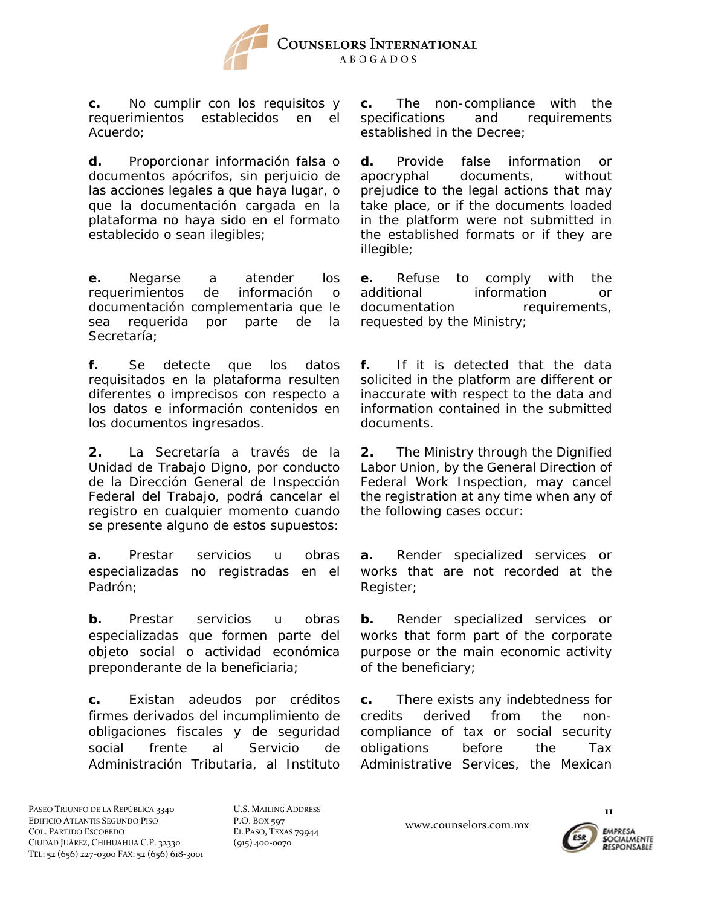**c.** No cumplir con los requisitos y requerimientos establecidos en el Acuerdo;

**c.** The non-compliance with the specifications and requirements established in the Decree;

**d.** Proporcionar información falsa o documentos apócrifos, sin perjuicio de las acciones legales a que haya lugar, o que la documentación cargada en la plataforma no haya sido en el formato establecido o sean ilegibles;

**d.** Provide false information or apocryphal documents, without prejudice to the legal actions that may take place, or if the documents loaded in the platform were not submitted in the established formats or if they are illegible;

**e.** Negarse a atender los requerimientos de información o documentación complementaria que le sea requerida por parte de la Secretaría;

**e.** Refuse to comply with the additional information or documentation requirements, requested by the Ministry;

**f.** Se detecte que los datos requisitados en la plataforma resulten diferentes o imprecisos con respecto a los datos e información contenidos en los documentos ingresados.

**f.** If it is detected that the data solicited in the platform are different or inaccurate with respect to the data and information contained in the submitted documents.

**2.** La Secretaría a través de la Unidad de Trabajo Digno, por conducto de la Dirección General de Inspección Federal del Trabajo, podrá cancelar el registro en cualquier momento cuando se presente alguno de estos supuestos:

**2.** The Ministry through the Dignified Labor Union, by the General Direction of Federal Work Inspection, may cancel the registration at any time when any of the following cases occur:

**a.** Prestar servicios u obras especializadas no registradas en el Padrón;

**a.** Render specialized services or works that are not recorded at the Register;

**b.** Prestar servicios u obras especializadas que formen parte del objeto social o actividad económica preponderante de la beneficiaria;

**b.** Render specialized services or works that form part of the corporate purpose or the main economic activity of the beneficiary;

**c.** Existan adeudos por créditos firmes derivados del incumplimiento de obligaciones fiscales y de seguridad social frente al Servicio de Administración Tributaria, al Instituto

**c.** There exists any indebtedness for credits derived from the non-compliance of tax or social security obligations before the Tax Administrative Services, the Mexican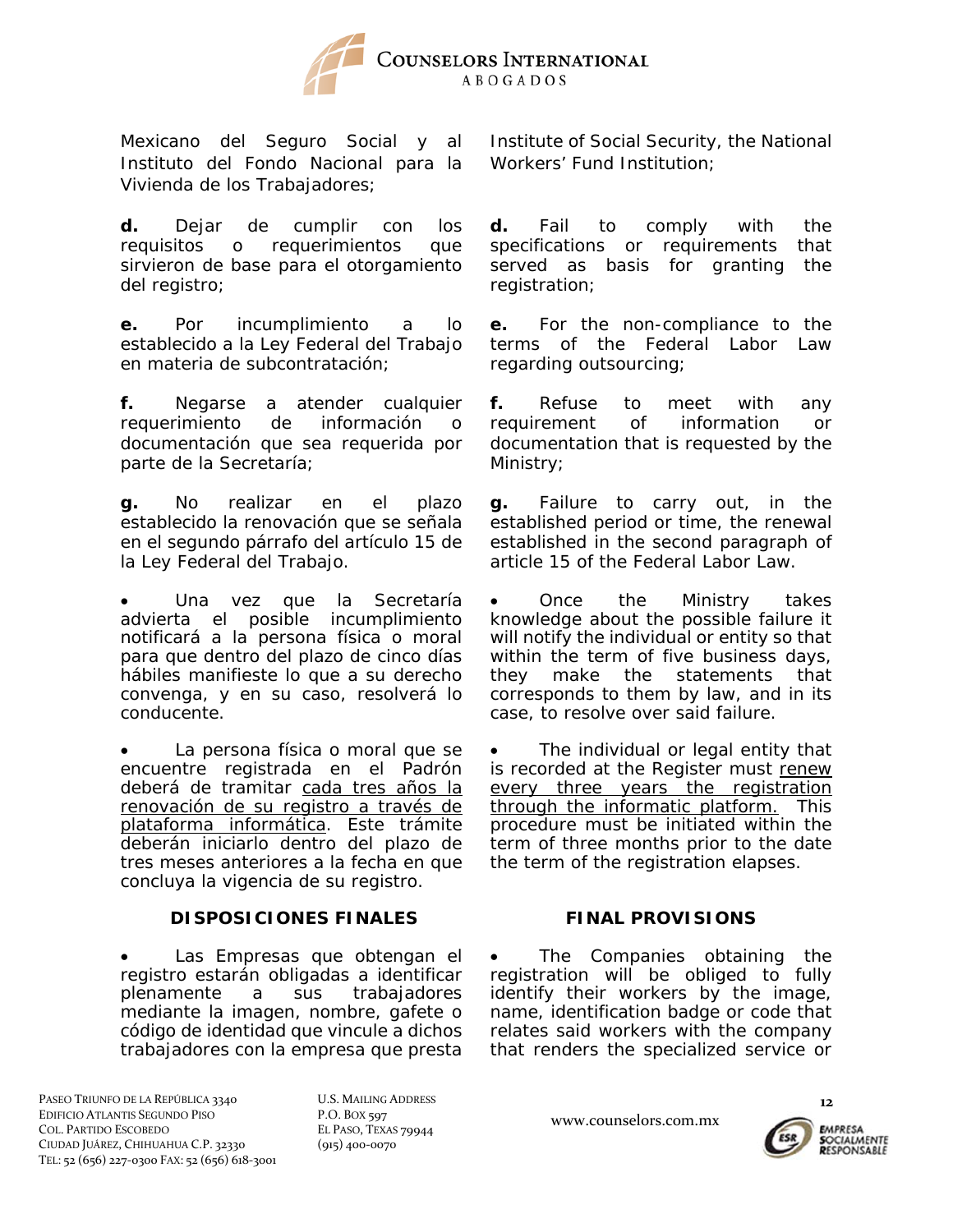Mexicano del Seguro Social y al Instituto del Fondo Nacional para la Vivienda de los Trabajadores;

Institute of Social Security, the National Workers' Fund Institution;

**d.** Dejar de cumplir con los requisitos o requerimientos que sirvieron de base para el otorgamiento del registro;

**d.** Fail to comply with the specifications or requirements that served as basis for granting the registration;

**e.** Por incumplimiento a lo establecido a la Ley Federal del Trabajo en materia de subcontratación;

**e.** For the non-compliance to the terms of the Federal Labor Law regarding outsourcing;

**f.** Negarse a atender cualquier requerimiento de información o documentación que sea requerida por parte de la Secretaría;

**f.** Refuse to meet with any requirement of information or documentation that is requested by the Ministry;

**g.** No realizar en el plazo establecido la renovación que se señala en el segundo párrafo del artículo 15 de la Ley Federal del Trabajo.

**g.** Failure to carry out, in the established period or time, the renewal established in the second paragraph of article 15 of the Federal Labor Law.

- Una vez que la Secretaría advierta el posible incumplimiento notificará a la persona física o moral para que dentro del plazo de cinco días hábiles manifieste lo que a su derecho convenga, y en su caso, resolverá lo conducente.

- Once the Ministry takes knowledge about the possible failure it will notify the individual or entity so that within the term of five business days, they make the statements that corresponds to them by law, and in its case, to resolve over said failure.

- La persona física o moral que se encuentre registrada en el Padrón deberá de tramitar <u>cada tres años la renovación de su registro a través de plataforma informática</u>. Este trámite deberán iniciarlo dentro del plazo de tres meses anteriores a la fecha en que concluya la vigencia de su registro.

- The individual or legal entity that is recorded at the Register must <u>renew every three years the registration through the informatic platform.</u> This procedure must be initiated within the term of three months prior to the date the term of the registration elapses.

## DISPOSICIONES FINALES

## FINAL PROVISIONS

- Las Empresas que obtengan el registro estarán obligadas a identificar plenamente a sus trabajadores mediante la imagen, nombre, gafete o código de identidad que vincule a dichos trabajadores con la empresa que presta

- The Companies obtaining the registration will be obliged to fully identify their workers by the image, name, identification badge or code that relates said workers with the company that renders the specialized service or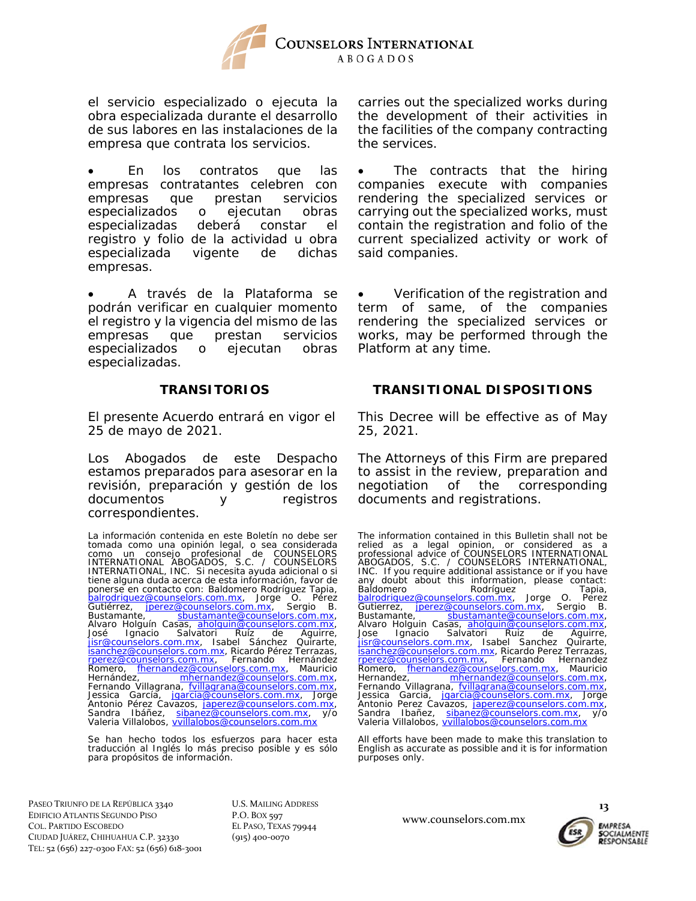el servicio especializado o ejecuta la obra especializada durante el desarrollo de sus labores en las instalaciones de la empresa que contrata los servicios.

- En los contratos que las empresas contratantes celebren con empresas que prestan servicios especializados o ejecutan obras especializadas deberá constar el registro y folio de la actividad u obra especializada vigente de dichas empresas.

- A través de la Plataforma se podrán verificar en cualquier momento el registro y la vigencia del mismo de las empresas que prestan servicios especializados o ejecutan obras especializadas.

carries out the specialized works during the development of their activities in the facilities of the company contracting the services.

- The contracts that the hiring companies execute with companies rendering the specialized services or carrying out the specialized works, must contain the registration and folio of the current specialized activity or work of said companies.

- Verification of the registration and term of same, of the companies rendering the specialized services or works, may be performed through the Platform at any time.

## TRANSITORIOS

El presente Acuerdo entrará en vigor el 25 de mayo de 2021.

Los Abogados de este Despacho estamos preparados para asesorar en la revisión, preparación y gestión de los documentos y registros correspondientes.

## TRANSITIONAL DISPOSITIONS

This Decree will be effective as of May 25, 2021.

The Attorneys of this Firm are prepared to assist in the review, preparation and negotiation of the corresponding documents and registrations.

La información contenida en este Boletín no debe ser tomada como una opinión legal, o sea considerada como un consejo profesional de COUNSELORS INTERNATIONAL ABOGADOS, S.C. / COUNSELORS INTERNATIONAL, INC. Si necesita ayuda adicional o si tiene alguna duda acerca de esta información, favor de ponerse en contacto con: Baldomero Rodríguez Tapia, balrodriguez@counselors.com.mx, Jorge O. Pérez Gutiérrez, jperez@counselors.com.mx, Sergio B. Bustamante, sbustamante@counselors.com.mx, Alvaro Holguín Casas, aholguin@counselors.com.mx, José Ignacio Salvatori Ruíz de Aguirre, jisr@counselors.com.mx, Isabel Sánchez Quirarte, isanchez@counselors.com.mx, Ricardo Pérez Terrazas, rperez@counselors.com.mx, Fernando Hernández Romero, fhernandez@counselors.com.mx, Mauricio Hernández, mhernandez@counselors.com.mx, Fernando Villagrana, fvillagrana@counselors.com.mx, Jessica García, jgarcia@counselors.com.mx, Jorge Antonio Pérez Cavazos, japerez@counselors.com.mx, Sandra Ibáñez, sibanez@counselors.com.mx, y/o Valeria Villalobos, vvillalobos@counselors.com.mx

Se han hecho todos los esfuerzos para hacer esta traducción al Inglés lo más preciso posible y es sólo para propósitos de información.

The information contained in this Bulletin shall not be relied upon as a legal opinion, or considered as a professional advice of COUNSELORS INTERNATIONAL ABOGADOS, S.C. / COUNSELORS INTERNATIONAL, INC. If you require additional assistance or if you have any doubt about this information, please contact: Baldomero Rodríguez Tapia, balrodriguez@counselors.com.mx, Jorge O. Perez Gutierrez, jperez@counselors.com.mx, Sergio B. Bustamante, sbustamante@counselors.com.mx, Alvaro Holguin Casas, aholguin@counselors.com.mx, Jose Ignacio Salvatori Ruiz de Aguirre, jisr@counselors.com.mx, Isabel Sanchez Quirarte, isanchez@counselors.com.mx, Ricardo Perez Terrazas, rperez@counselors.com.mx, Fernando Hernandez Romero, fhernandez@counselors.com.mx, Mauricio Hernandez, mhernandez@counselors.com.mx, Fernando Villagrana, fvillagrana@counselors.com.mx, Jessica Garcia, jgarcia@counselors.com.mx, Jorge Antonio Perez Cavazos, japerez@counselors.com.mx, Sandra Ibañez, sibanez@counselors.com.mx, y/o Valeria Villalobos, vvillalobos@counselors.com.mx

All efforts have been made to make this translation to English as accurate as possible and it is for information purposes only.